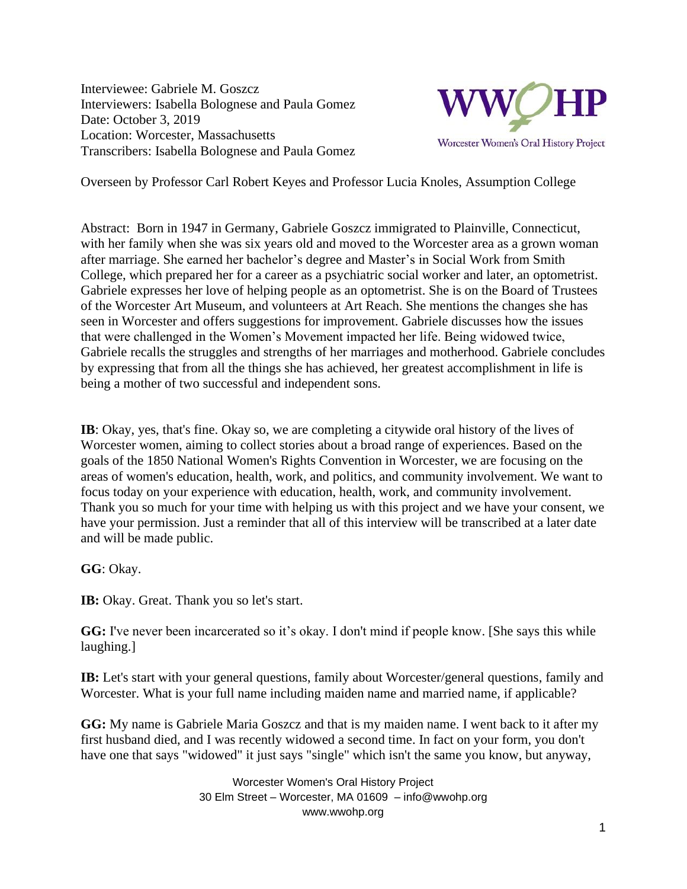Interviewee: Gabriele M. Goszcz
Interviewers: Isabella Bolognese and Paula Gomez
Date: October 3, 2019
Location: Worcester, Massachusetts
Transcribers: Isabella Bolognese and Paula Gomez

WWOHP
Worcester Women's Oral History Project

Overseen by Professor Carl Robert Keyes and Professor Lucia Knoles, Assumption College

Abstract: Born in 1947 in Germany, Gabriele Goszcz immigrated to Plainville, Connecticut, with her family when she was six years old and moved to the Worcester area as a grown woman after marriage. She earned her bachelor's degree and Master's in Social Work from Smith College, which prepared her for a career as a psychiatric social worker and later, an optometrist. Gabriele expresses her love of helping people as an optometrist. She is on the Board of Trustees of the Worcester Art Museum, and volunteers at Art Reach. She mentions the changes she has seen in Worcester and offers suggestions for improvement. Gabriele discusses how the issues that were challenged in the Women's Movement impacted her life. Being widowed twice, Gabriele recalls the struggles and strengths of her marriages and motherhood. Gabriele concludes by expressing that from all the things she has achieved, her greatest accomplishment in life is being a mother of two successful and independent sons.

**IB**: Okay, yes, that's fine. Okay so, we are completing a citywide oral history of the lives of Worcester women, aiming to collect stories about a broad range of experiences. Based on the goals of the 1850 National Women's Rights Convention in Worcester, we are focusing on the areas of women's education, health, work, and politics, and community involvement. We want to focus today on your experience with education, health, work, and community involvement. Thank you so much for your time with helping us with this project and we have your consent, we have your permission. Just a reminder that all of this interview will be transcribed at a later date and will be made public.

**GG**: Okay.

**IB:** Okay. Great. Thank you so let's start.

**GG:** I've never been incarcerated so it's okay. I don't mind if people know. [She says this while laughing.]

**IB:** Let's start with your general questions, family about Worcester/general questions, family and Worcester. What is your full name including maiden name and married name, if applicable?

**GG:** My name is Gabriele Maria Goszcz and that is my maiden name. I went back to it after my first husband died, and I was recently widowed a second time. In fact on your form, you don't have one that says "widowed" it just says "single" which isn't the same you know, but anyway,

Worcester Women's Oral History Project
30 Elm Street – Worcester, MA 01609 – info@wwohp.org
www.wwohp.org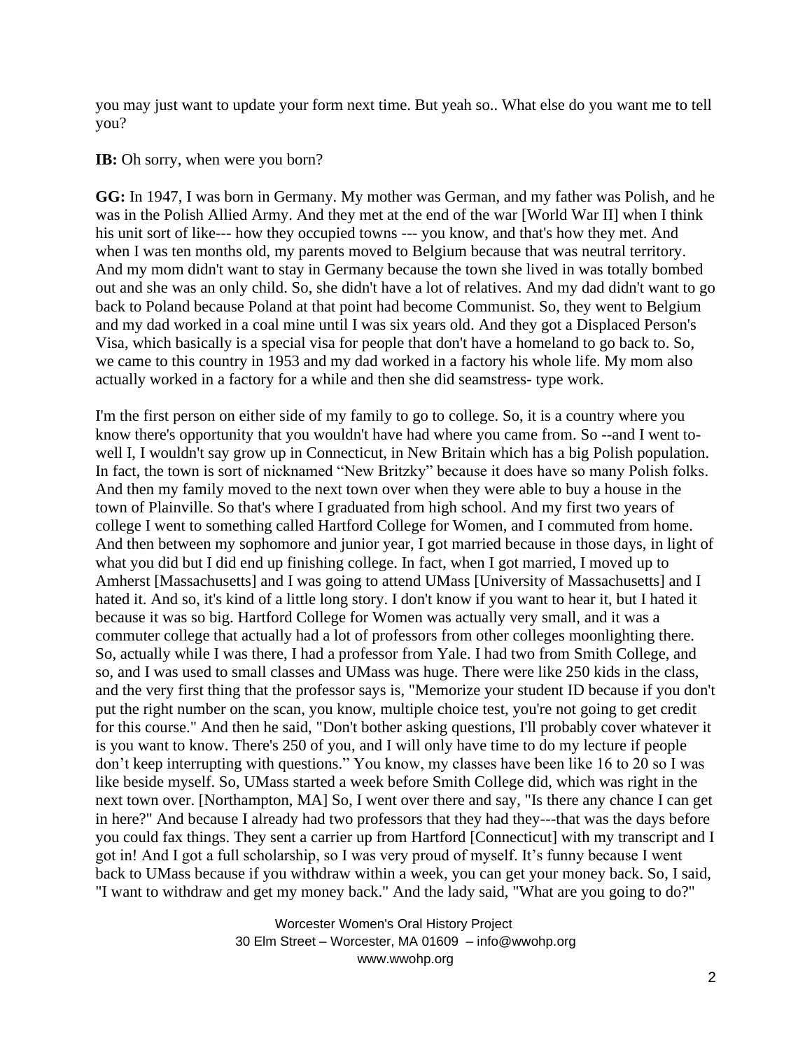you may just want to update your form next time. But yeah so.. What else do you want me to tell you?

**IB:** Oh sorry, when were you born?

**GG:** In 1947, I was born in Germany. My mother was German, and my father was Polish, and he was in the Polish Allied Army. And they met at the end of the war [World War II] when I think his unit sort of like--- how they occupied towns --- you know, and that's how they met. And when I was ten months old, my parents moved to Belgium because that was neutral territory. And my mom didn't want to stay in Germany because the town she lived in was totally bombed out and she was an only child. So, she didn't have a lot of relatives. And my dad didn't want to go back to Poland because Poland at that point had become Communist. So, they went to Belgium and my dad worked in a coal mine until I was six years old. And they got a Displaced Person's Visa, which basically is a special visa for people that don't have a homeland to go back to. So, we came to this country in 1953 and my dad worked in a factory his whole life. My mom also actually worked in a factory for a while and then she did seamstress- type work.

I'm the first person on either side of my family to go to college. So, it is a country where you know there's opportunity that you wouldn't have had where you came from. So --and I went to- well I, I wouldn't say grow up in Connecticut, in New Britain which has a big Polish population. In fact, the town is sort of nicknamed "New Britzky" because it does have so many Polish folks. And then my family moved to the next town over when they were able to buy a house in the town of Plainville. So that's where I graduated from high school. And my first two years of college I went to something called Hartford College for Women, and I commuted from home. And then between my sophomore and junior year, I got married because in those days, in light of what you did but I did end up finishing college. In fact, when I got married, I moved up to Amherst [Massachusetts] and I was going to attend UMass [University of Massachusetts] and I hated it. And so, it's kind of a little long story. I don't know if you want to hear it, but I hated it because it was so big. Hartford College for Women was actually very small, and it was a commuter college that actually had a lot of professors from other colleges moonlighting there. So, actually while I was there, I had a professor from Yale. I had two from Smith College, and so, and I was used to small classes and UMass was huge. There were like 250 kids in the class, and the very first thing that the professor says is, "Memorize your student ID because if you don't put the right number on the scan, you know, multiple choice test, you're not going to get credit for this course." And then he said, "Don't bother asking questions, I'll probably cover whatever it is you want to know. There's 250 of you, and I will only have time to do my lecture if people don't keep interrupting with questions." You know, my classes have been like 16 to 20 so I was like beside myself. So, UMass started a week before Smith College did, which was right in the next town over. [Northampton, MA] So, I went over there and say, "Is there any chance I can get in here?" And because I already had two professors that they had they---that was the days before you could fax things. They sent a carrier up from Hartford [Connecticut] with my transcript and I got in! And I got a full scholarship, so I was very proud of myself. It's funny because I went back to UMass because if you withdraw within a week, you can get your money back. So, I said, "I want to withdraw and get my money back." And the lady said, "What are you going to do?"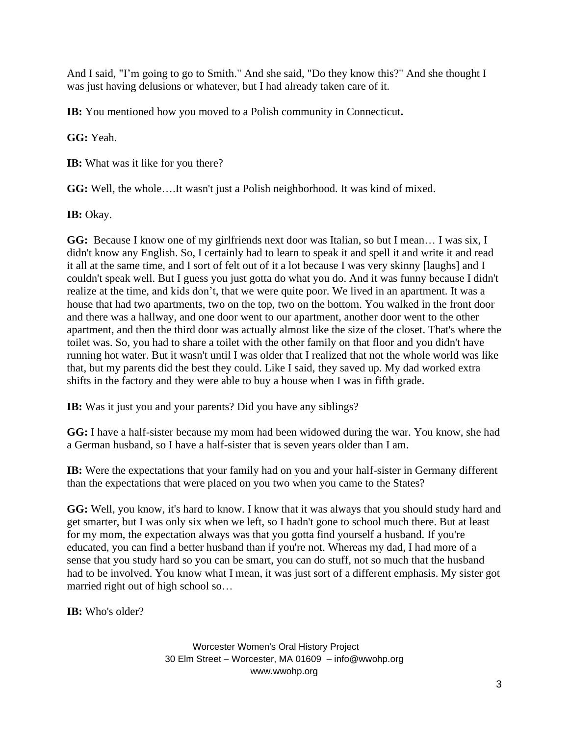And I said, "I'm going to go to Smith." And she said, "Do they know this?" And she thought I was just having delusions or whatever, but I had already taken care of it.

**IB:** You mentioned how you moved to a Polish community in Connecticut**.**

**GG:** Yeah.

**IB:** What was it like for you there?

**GG:** Well, the whole….It wasn't just a Polish neighborhood. It was kind of mixed.

**IB:** Okay.

**GG:** Because I know one of my girlfriends next door was Italian, so but I mean… I was six, I didn't know any English. So, I certainly had to learn to speak it and spell it and write it and read it all at the same time, and I sort of felt out of it a lot because I was very skinny [laughs] and I couldn't speak well. But I guess you just gotta do what you do. And it was funny because I didn't realize at the time, and kids don't, that we were quite poor. We lived in an apartment. It was a house that had two apartments, two on the top, two on the bottom. You walked in the front door and there was a hallway, and one door went to our apartment, another door went to the other apartment, and then the third door was actually almost like the size of the closet. That's where the toilet was. So, you had to share a toilet with the other family on that floor and you didn't have running hot water. But it wasn't until I was older that I realized that not the whole world was like that, but my parents did the best they could. Like I said, they saved up. My dad worked extra shifts in the factory and they were able to buy a house when I was in fifth grade.

**IB:** Was it just you and your parents? Did you have any siblings?

**GG:** I have a half-sister because my mom had been widowed during the war. You know, she had a German husband, so I have a half-sister that is seven years older than I am.

**IB:** Were the expectations that your family had on you and your half-sister in Germany different than the expectations that were placed on you two when you came to the States?

**GG:** Well, you know, it's hard to know. I know that it was always that you should study hard and get smarter, but I was only six when we left, so I hadn't gone to school much there. But at least for my mom, the expectation always was that you gotta find yourself a husband. If you're educated, you can find a better husband than if you're not. Whereas my dad, I had more of a sense that you study hard so you can be smart, you can do stuff, not so much that the husband had to be involved. You know what I mean, it was just sort of a different emphasis. My sister got married right out of high school so…

**IB:** Who's older?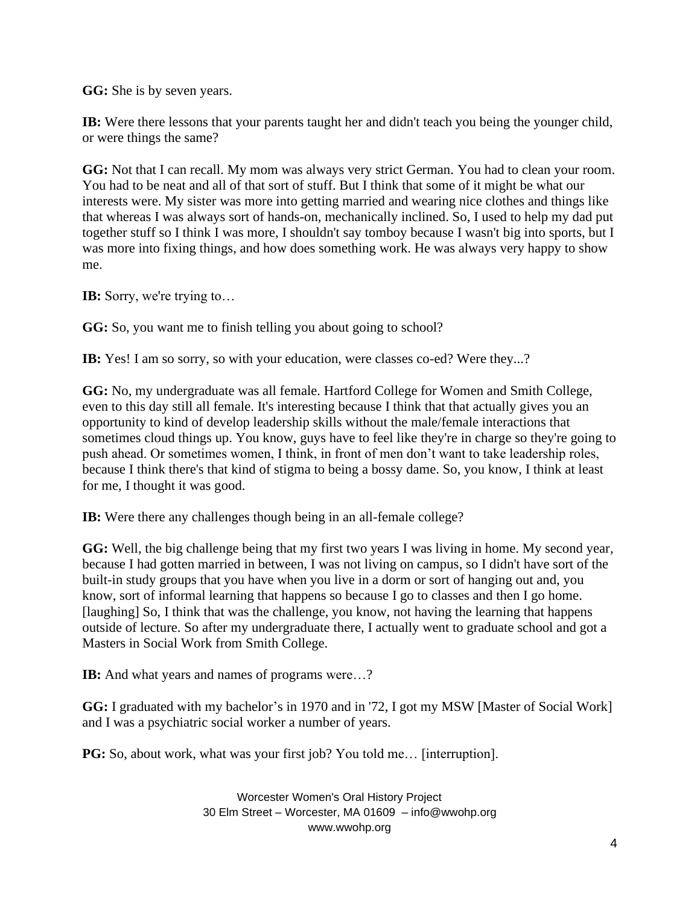**GG:** She is by seven years.

**IB:** Were there lessons that your parents taught her and didn't teach you being the younger child, or were things the same?

**GG:** Not that I can recall. My mom was always very strict German. You had to clean your room. You had to be neat and all of that sort of stuff. But I think that some of it might be what our interests were. My sister was more into getting married and wearing nice clothes and things like that whereas I was always sort of hands-on, mechanically inclined. So, I used to help my dad put together stuff so I think I was more, I shouldn't say tomboy because I wasn't big into sports, but I was more into fixing things, and how does something work. He was always very happy to show me.

**IB:** Sorry, we're trying to…

**GG:** So, you want me to finish telling you about going to school?

**IB:** Yes! I am so sorry, so with your education, were classes co-ed? Were they...?

**GG:** No, my undergraduate was all female. Hartford College for Women and Smith College, even to this day still all female. It's interesting because I think that that actually gives you an opportunity to kind of develop leadership skills without the male/female interactions that sometimes cloud things up. You know, guys have to feel like they're in charge so they're going to push ahead. Or sometimes women, I think, in front of men don't want to take leadership roles, because I think there's that kind of stigma to being a bossy dame. So, you know, I think at least for me, I thought it was good.

**IB:** Were there any challenges though being in an all-female college?

**GG:** Well, the big challenge being that my first two years I was living in home. My second year, because I had gotten married in between, I was not living on campus, so I didn't have sort of the built-in study groups that you have when you live in a dorm or sort of hanging out and, you know, sort of informal learning that happens so because I go to classes and then I go home. [laughing] So, I think that was the challenge, you know, not having the learning that happens outside of lecture. So after my undergraduate there, I actually went to graduate school and got a Masters in Social Work from Smith College.

**IB:** And what years and names of programs were…?

**GG:** I graduated with my bachelor's in 1970 and in '72, I got my MSW [Master of Social Work] and I was a psychiatric social worker a number of years.

**PG:** So, about work, what was your first job? You told me… [interruption].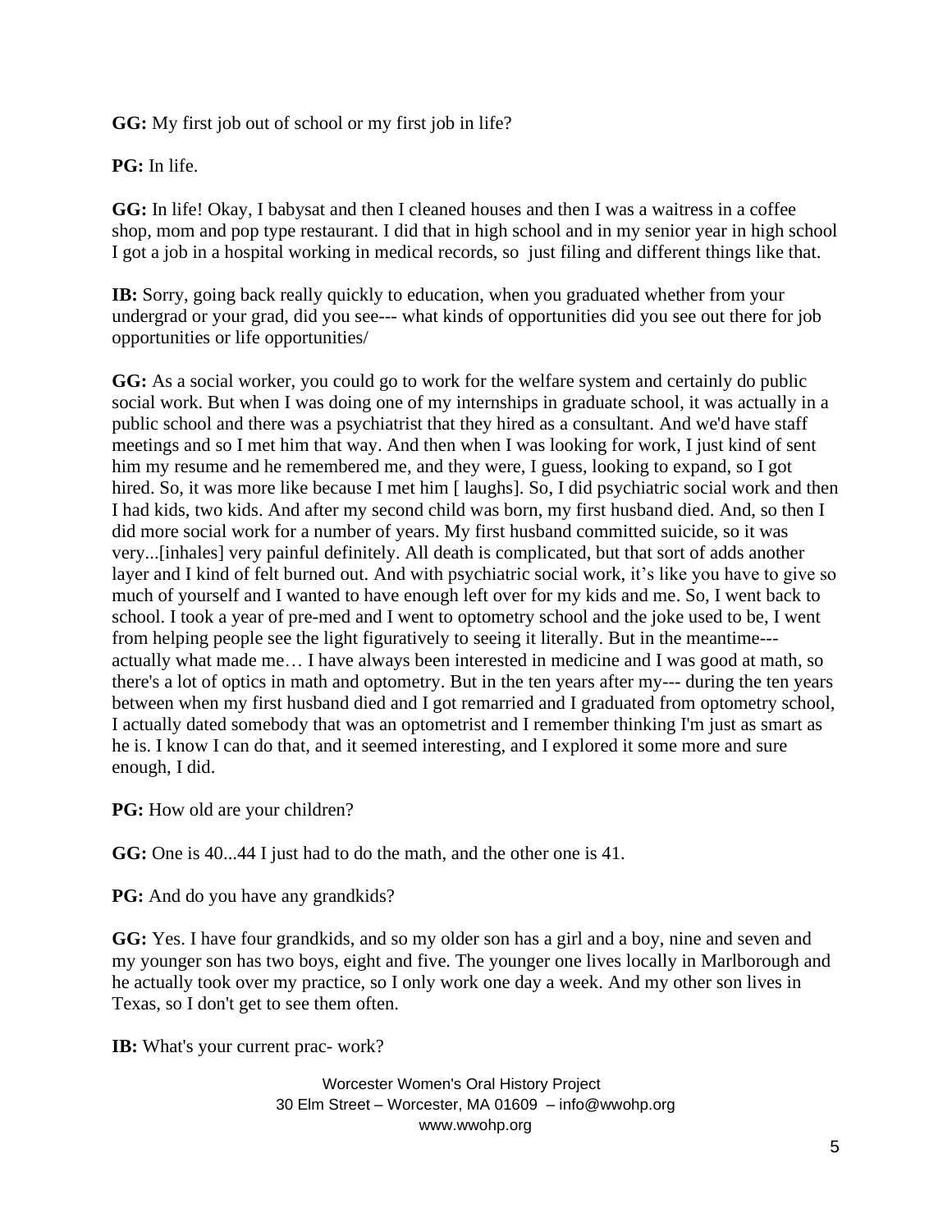**GG:** My first job out of school or my first job in life?

**PG:** In life.

**GG:** In life! Okay, I babysat and then I cleaned houses and then I was a waitress in a coffee shop, mom and pop type restaurant. I did that in high school and in my senior year in high school I got a job in a hospital working in medical records, so just filing and different things like that.

**IB:** Sorry, going back really quickly to education, when you graduated whether from your undergrad or your grad, did you see--- what kinds of opportunities did you see out there for job opportunities or life opportunities/

**GG:** As a social worker, you could go to work for the welfare system and certainly do public social work. But when I was doing one of my internships in graduate school, it was actually in a public school and there was a psychiatrist that they hired as a consultant. And we'd have staff meetings and so I met him that way. And then when I was looking for work, I just kind of sent him my resume and he remembered me, and they were, I guess, looking to expand, so I got hired. So, it was more like because I met him [ laughs]. So, I did psychiatric social work and then I had kids, two kids. And after my second child was born, my first husband died. And, so then I did more social work for a number of years. My first husband committed suicide, so it was very...[inhales] very painful definitely. All death is complicated, but that sort of adds another layer and I kind of felt burned out. And with psychiatric social work, it's like you have to give so much of yourself and I wanted to have enough left over for my kids and me. So, I went back to school. I took a year of pre-med and I went to optometry school and the joke used to be, I went from helping people see the light figuratively to seeing it literally. But in the meantime--- actually what made me… I have always been interested in medicine and I was good at math, so there's a lot of optics in math and optometry. But in the ten years after my--- during the ten years between when my first husband died and I got remarried and I graduated from optometry school, I actually dated somebody that was an optometrist and I remember thinking I'm just as smart as he is. I know I can do that, and it seemed interesting, and I explored it some more and sure enough, I did.

**PG:** How old are your children?

**GG:** One is 40...44 I just had to do the math, and the other one is 41.

**PG:** And do you have any grandkids?

**GG:** Yes. I have four grandkids, and so my older son has a girl and a boy, nine and seven and my younger son has two boys, eight and five. The younger one lives locally in Marlborough and he actually took over my practice, so I only work one day a week. And my other son lives in Texas, so I don't get to see them often.

**IB:** What's your current prac- work?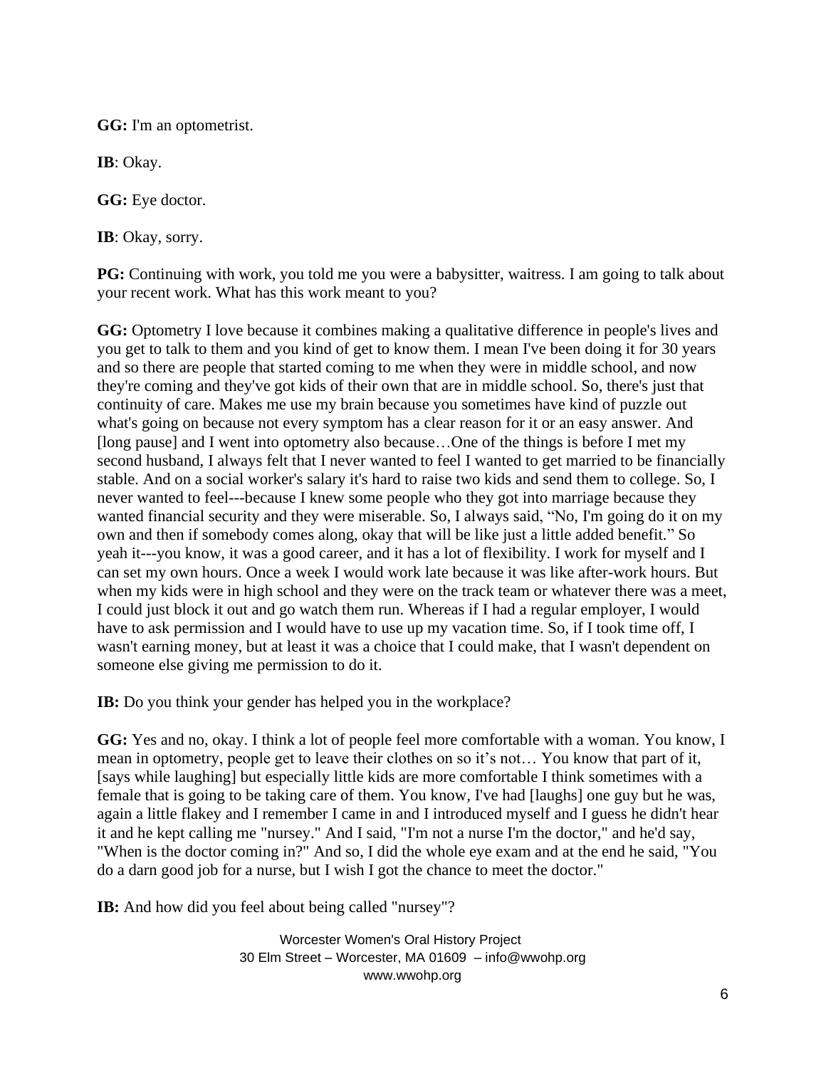**GG:** I'm an optometrist.

**IB**: Okay.

**GG:** Eye doctor.

**IB**: Okay, sorry.

**PG:** Continuing with work, you told me you were a babysitter, waitress. I am going to talk about your recent work. What has this work meant to you?

**GG:** Optometry I love because it combines making a qualitative difference in people's lives and you get to talk to them and you kind of get to know them. I mean I've been doing it for 30 years and so there are people that started coming to me when they were in middle school, and now they're coming and they've got kids of their own that are in middle school. So, there's just that continuity of care. Makes me use my brain because you sometimes have kind of puzzle out what's going on because not every symptom has a clear reason for it or an easy answer. And [long pause] and I went into optometry also because…One of the things is before I met my second husband, I always felt that I never wanted to feel I wanted to get married to be financially stable. And on a social worker's salary it's hard to raise two kids and send them to college. So, I never wanted to feel---because I knew some people who they got into marriage because they wanted financial security and they were miserable. So, I always said, "No, I'm going do it on my own and then if somebody comes along, okay that will be like just a little added benefit." So yeah it---you know, it was a good career, and it has a lot of flexibility. I work for myself and I can set my own hours. Once a week I would work late because it was like after-work hours. But when my kids were in high school and they were on the track team or whatever there was a meet, I could just block it out and go watch them run. Whereas if I had a regular employer, I would have to ask permission and I would have to use up my vacation time. So, if I took time off, I wasn't earning money, but at least it was a choice that I could make, that I wasn't dependent on someone else giving me permission to do it.

**IB:** Do you think your gender has helped you in the workplace?

**GG:** Yes and no, okay. I think a lot of people feel more comfortable with a woman. You know, I mean in optometry, people get to leave their clothes on so it's not… You know that part of it, [says while laughing] but especially little kids are more comfortable I think sometimes with a female that is going to be taking care of them. You know, I've had [laughs] one guy but he was, again a little flakey and I remember I came in and I introduced myself and I guess he didn't hear it and he kept calling me "nursey." And I said, "I'm not a nurse I'm the doctor," and he'd say, "When is the doctor coming in?" And so, I did the whole eye exam and at the end he said, "You do a darn good job for a nurse, but I wish I got the chance to meet the doctor."

**IB:** And how did you feel about being called "nursey"?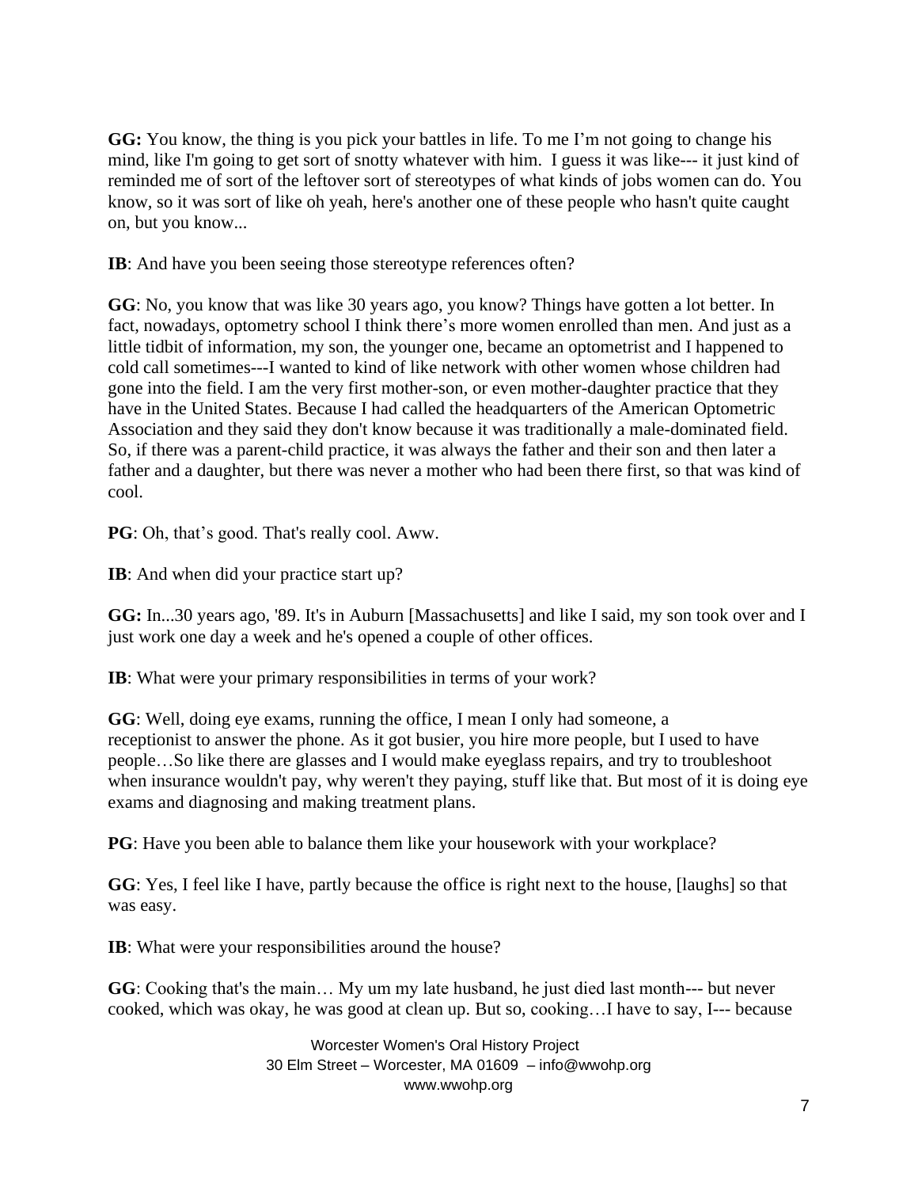**GG:** You know, the thing is you pick your battles in life. To me I'm not going to change his mind, like I'm going to get sort of snotty whatever with him. I guess it was like--- it just kind of reminded me of sort of the leftover sort of stereotypes of what kinds of jobs women can do. You know, so it was sort of like oh yeah, here's another one of these people who hasn't quite caught on, but you know...

**IB**: And have you been seeing those stereotype references often?

**GG**: No, you know that was like 30 years ago, you know? Things have gotten a lot better. In fact, nowadays, optometry school I think there's more women enrolled than men. And just as a little tidbit of information, my son, the younger one, became an optometrist and I happened to cold call sometimes---I wanted to kind of like network with other women whose children had gone into the field. I am the very first mother-son, or even mother-daughter practice that they have in the United States. Because I had called the headquarters of the American Optometric Association and they said they don't know because it was traditionally a male-dominated field. So, if there was a parent-child practice, it was always the father and their son and then later a father and a daughter, but there was never a mother who had been there first, so that was kind of cool.

**PG**: Oh, that's good. That's really cool. Aww.

**IB**: And when did your practice start up?

**GG:** In...30 years ago, '89. It's in Auburn [Massachusetts] and like I said, my son took over and I just work one day a week and he's opened a couple of other offices.

**IB**: What were your primary responsibilities in terms of your work?

**GG**: Well, doing eye exams, running the office, I mean I only had someone, a receptionist to answer the phone. As it got busier, you hire more people, but I used to have people…So like there are glasses and I would make eyeglass repairs, and try to troubleshoot when insurance wouldn't pay, why weren't they paying, stuff like that. But most of it is doing eye exams and diagnosing and making treatment plans.

**PG**: Have you been able to balance them like your housework with your workplace?

**GG**: Yes, I feel like I have, partly because the office is right next to the house, [laughs] so that was easy.

**IB**: What were your responsibilities around the house?

**GG**: Cooking that's the main… My um my late husband, he just died last month--- but never cooked, which was okay, he was good at clean up. But so, cooking…I have to say, I--- because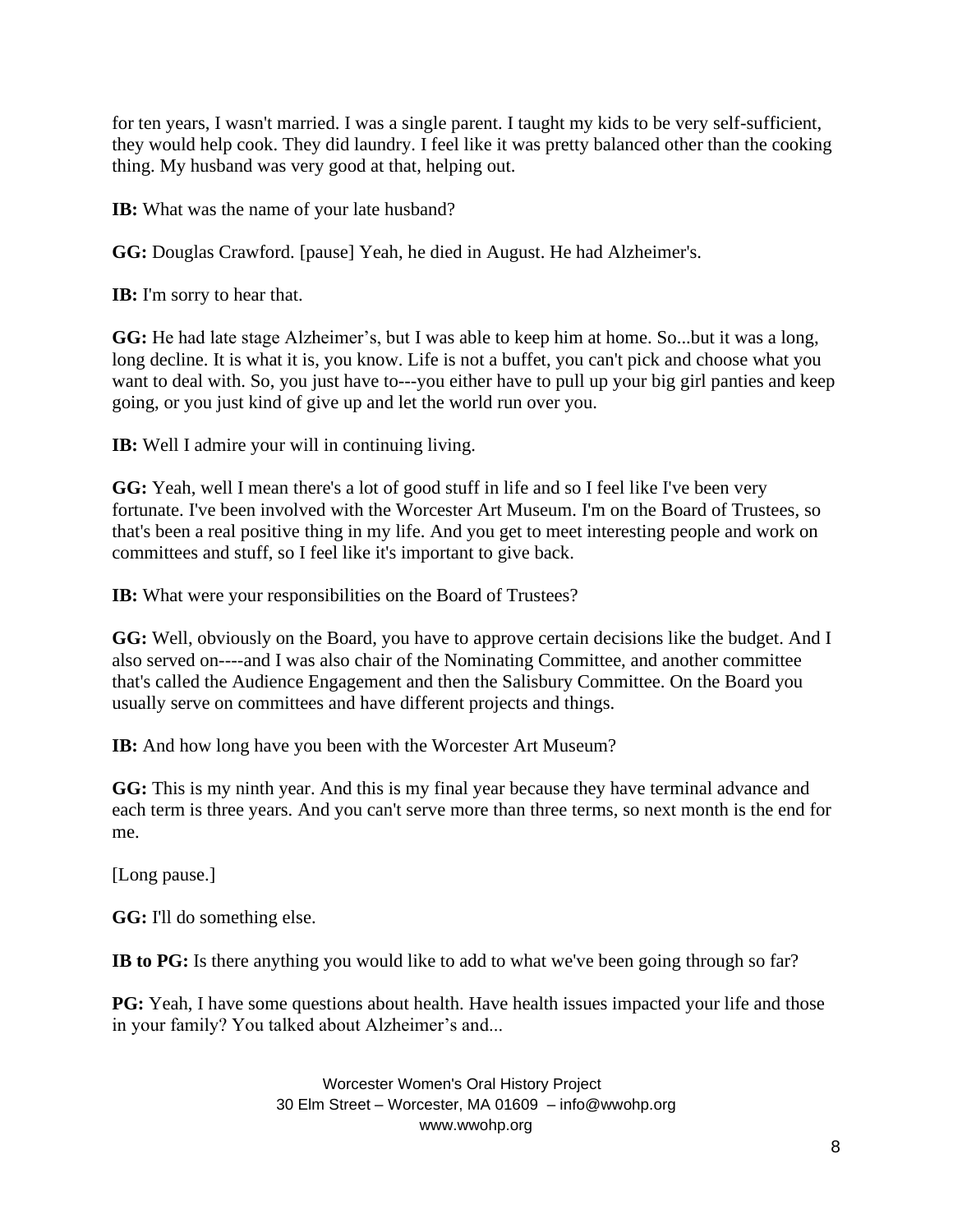for ten years, I wasn't married. I was a single parent. I taught my kids to be very self-sufficient, they would help cook. They did laundry. I feel like it was pretty balanced other than the cooking thing. My husband was very good at that, helping out.

**IB:** What was the name of your late husband?

**GG:** Douglas Crawford. [pause] Yeah, he died in August. He had Alzheimer's.

**IB:** I'm sorry to hear that.

**GG:** He had late stage Alzheimer's, but I was able to keep him at home. So...but it was a long, long decline. It is what it is, you know. Life is not a buffet, you can't pick and choose what you want to deal with. So, you just have to---you either have to pull up your big girl panties and keep going, or you just kind of give up and let the world run over you.

**IB:** Well I admire your will in continuing living.

**GG:** Yeah, well I mean there's a lot of good stuff in life and so I feel like I've been very fortunate. I've been involved with the Worcester Art Museum. I'm on the Board of Trustees, so that's been a real positive thing in my life. And you get to meet interesting people and work on committees and stuff, so I feel like it's important to give back.

**IB:** What were your responsibilities on the Board of Trustees?

**GG:** Well, obviously on the Board, you have to approve certain decisions like the budget. And I also served on----and I was also chair of the Nominating Committee, and another committee that's called the Audience Engagement and then the Salisbury Committee. On the Board you usually serve on committees and have different projects and things.

**IB:** And how long have you been with the Worcester Art Museum?

**GG:** This is my ninth year. And this is my final year because they have terminal advance and each term is three years. And you can't serve more than three terms, so next month is the end for me.

[Long pause.]

**GG:** I'll do something else.

**IB to PG:** Is there anything you would like to add to what we've been going through so far?

**PG:** Yeah, I have some questions about health. Have health issues impacted your life and those in your family? You talked about Alzheimer's and...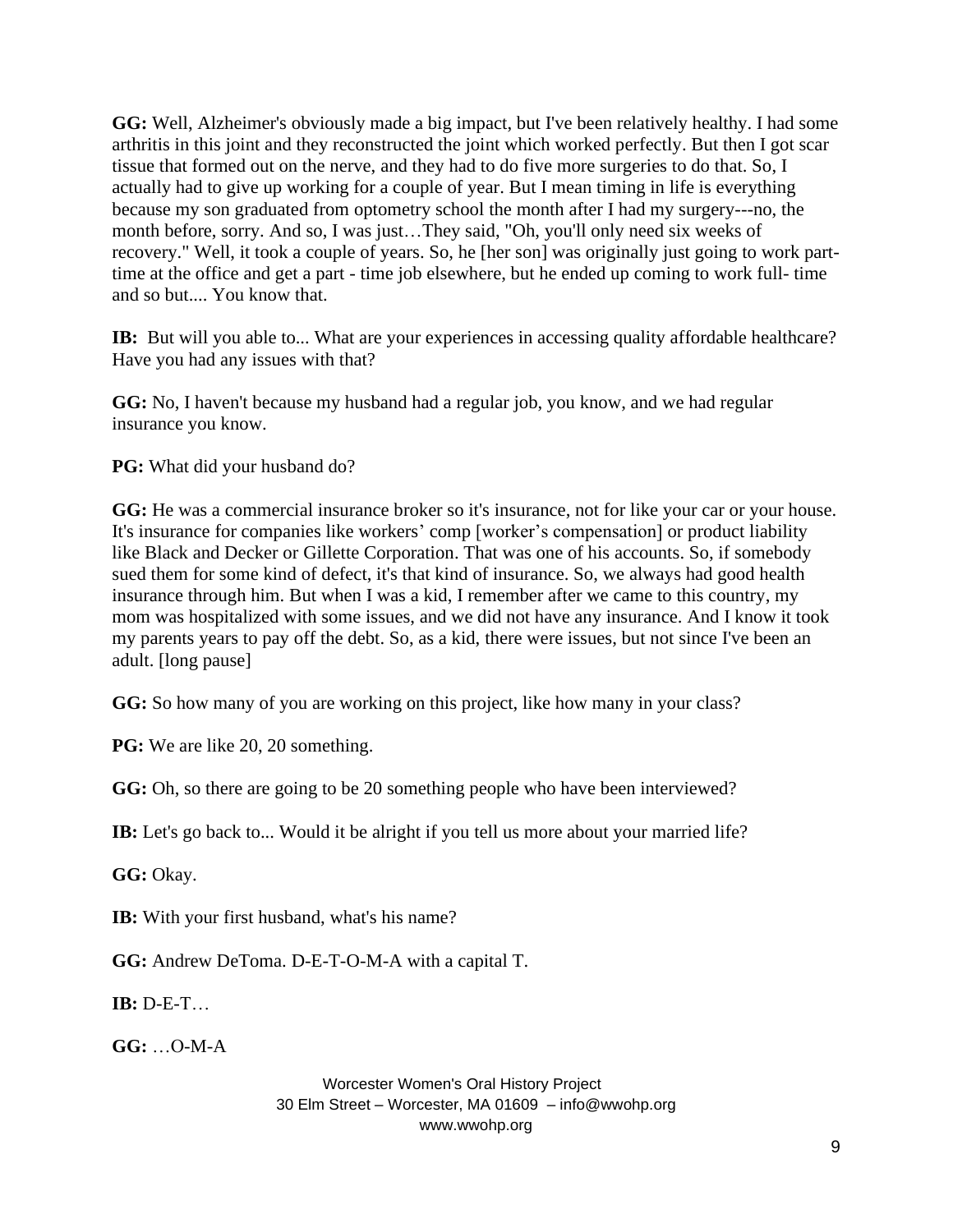**GG:** Well, Alzheimer's obviously made a big impact, but I've been relatively healthy. I had some arthritis in this joint and they reconstructed the joint which worked perfectly. But then I got scar tissue that formed out on the nerve, and they had to do five more surgeries to do that. So, I actually had to give up working for a couple of year. But I mean timing in life is everything because my son graduated from optometry school the month after I had my surgery---no, the month before, sorry. And so, I was just…They said, "Oh, you'll only need six weeks of recovery." Well, it took a couple of years. So, he [her son] was originally just going to work part-time at the office and get a part - time job elsewhere, but he ended up coming to work full- time and so but.... You know that.

**IB:** But will you able to... What are your experiences in accessing quality affordable healthcare? Have you had any issues with that?

**GG:** No, I haven't because my husband had a regular job, you know, and we had regular insurance you know.

**PG:** What did your husband do?

**GG:** He was a commercial insurance broker so it's insurance, not for like your car or your house. It's insurance for companies like workers' comp [worker's compensation] or product liability like Black and Decker or Gillette Corporation. That was one of his accounts. So, if somebody sued them for some kind of defect, it's that kind of insurance. So, we always had good health insurance through him. But when I was a kid, I remember after we came to this country, my mom was hospitalized with some issues, and we did not have any insurance. And I know it took my parents years to pay off the debt. So, as a kid, there were issues, but not since I've been an adult. [long pause]

**GG:** So how many of you are working on this project, like how many in your class?

**PG:** We are like 20, 20 something.

**GG:** Oh, so there are going to be 20 something people who have been interviewed?

**IB:** Let's go back to... Would it be alright if you tell us more about your married life?

**GG:** Okay.

**IB:** With your first husband, what's his name?

**GG:** Andrew DeToma. D-E-T-O-M-A with a capital T.

**IB:** D-E-T…

**GG:** …O-M-A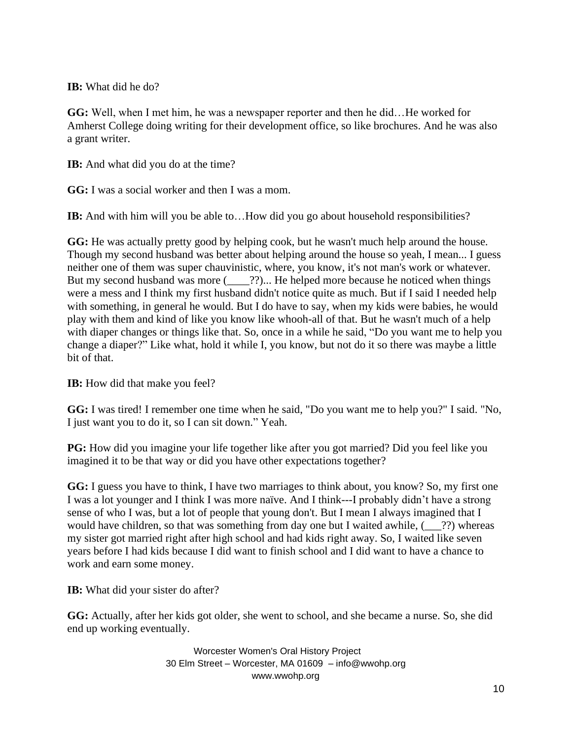**IB:** What did he do?

**GG:** Well, when I met him, he was a newspaper reporter and then he did…He worked for Amherst College doing writing for their development office, so like brochures. And he was also a grant writer.

**IB:** And what did you do at the time?

**GG:** I was a social worker and then I was a mom.

**IB:** And with him will you be able to…How did you go about household responsibilities?

**GG:** He was actually pretty good by helping cook, but he wasn't much help around the house. Though my second husband was better about helping around the house so yeah, I mean... I guess neither one of them was super chauvinistic, where, you know, it's not man's work or whatever. But my second husband was more (____??)... He helped more because he noticed when things were a mess and I think my first husband didn't notice quite as much. But if I said I needed help with something, in general he would. But I do have to say, when my kids were babies, he would play with them and kind of like you know like whooh-all of that. But he wasn't much of a help with diaper changes or things like that. So, once in a while he said, "Do you want me to help you change a diaper?" Like what, hold it while I, you know, but not do it so there was maybe a little bit of that.

**IB:** How did that make you feel?

**GG:** I was tired! I remember one time when he said, "Do you want me to help you?" I said. "No, I just want you to do it, so I can sit down." Yeah.

**PG:** How did you imagine your life together like after you got married? Did you feel like you imagined it to be that way or did you have other expectations together?

**GG:** I guess you have to think, I have two marriages to think about, you know? So, my first one I was a lot younger and I think I was more naïve. And I think---I probably didn't have a strong sense of who I was, but a lot of people that young don't. But I mean I always imagined that I would have children, so that was something from day one but I waited awhile, (___??) whereas my sister got married right after high school and had kids right away. So, I waited like seven years before I had kids because I did want to finish school and I did want to have a chance to work and earn some money.

**IB:** What did your sister do after?

**GG:** Actually, after her kids got older, she went to school, and she became a nurse. So, she did end up working eventually.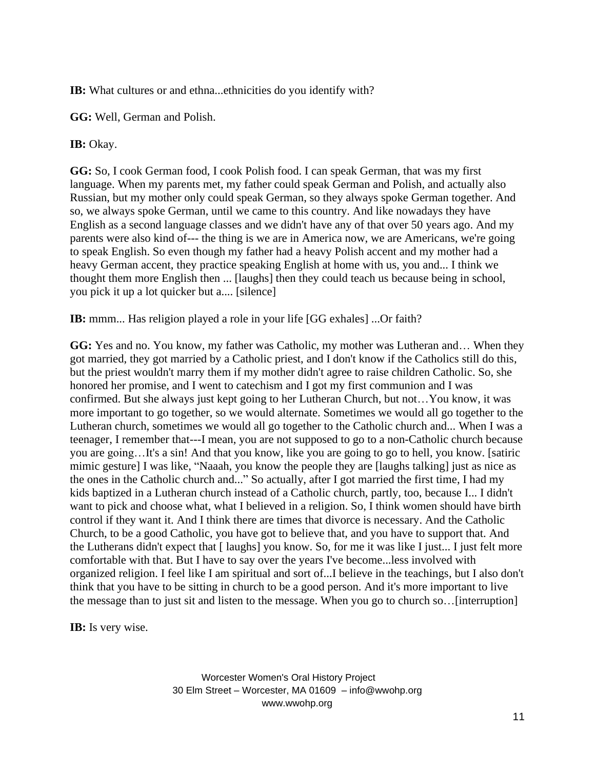**IB:** What cultures or and ethna...ethnicities do you identify with?

**GG:** Well, German and Polish.

**IB:** Okay.

**GG:** So, I cook German food, I cook Polish food. I can speak German, that was my first language. When my parents met, my father could speak German and Polish, and actually also Russian, but my mother only could speak German, so they always spoke German together. And so, we always spoke German, until we came to this country. And like nowadays they have English as a second language classes and we didn't have any of that over 50 years ago. And my parents were also kind of--- the thing is we are in America now, we are Americans, we're going to speak English. So even though my father had a heavy Polish accent and my mother had a heavy German accent, they practice speaking English at home with us, you and... I think we thought them more English then ... [laughs] then they could teach us because being in school, you pick it up a lot quicker but a.... [silence]

**IB:** mmm... Has religion played a role in your life [GG exhales] ...Or faith?

**GG:** Yes and no. You know, my father was Catholic, my mother was Lutheran and… When they got married, they got married by a Catholic priest, and I don't know if the Catholics still do this, but the priest wouldn't marry them if my mother didn't agree to raise children Catholic. So, she honored her promise, and I went to catechism and I got my first communion and I was confirmed. But she always just kept going to her Lutheran Church, but not…You know, it was more important to go together, so we would alternate. Sometimes we would all go together to the Lutheran church, sometimes we would all go together to the Catholic church and... When I was a teenager, I remember that---I mean, you are not supposed to go to a non-Catholic church because you are going…It's a sin! And that you know, like you are going to go to hell, you know. [satiric mimic gesture] I was like, “Naaah, you know the people they are [laughs talking] just as nice as the ones in the Catholic church and...” So actually, after I got married the first time, I had my kids baptized in a Lutheran church instead of a Catholic church, partly, too, because I... I didn't want to pick and choose what, what I believed in a religion. So, I think women should have birth control if they want it. And I think there are times that divorce is necessary. And the Catholic Church, to be a good Catholic, you have got to believe that, and you have to support that. And the Lutherans didn't expect that [ laughs] you know. So, for me it was like I just... I just felt more comfortable with that. But I have to say over the years I've become...less involved with organized religion. I feel like I am spiritual and sort of...I believe in the teachings, but I also don't think that you have to be sitting in church to be a good person. And it's more important to live the message than to just sit and listen to the message. When you go to church so…[interruption]

**IB:** Is very wise.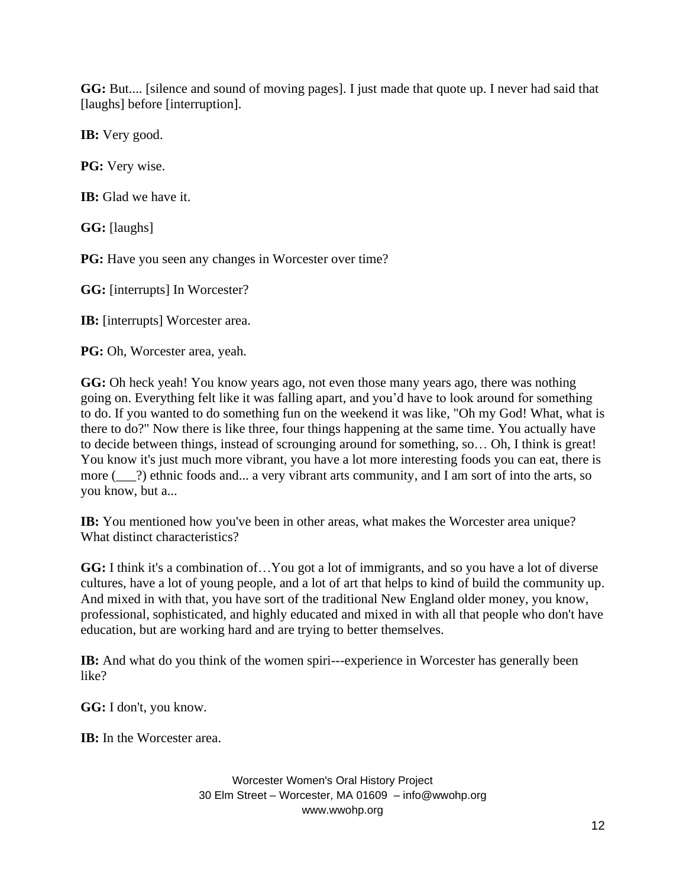**GG:** But.... [silence and sound of moving pages]. I just made that quote up. I never had said that [laughs] before [interruption].

**IB:** Very good.

**PG:** Very wise.

**IB:** Glad we have it.

**GG:** [laughs]

**PG:** Have you seen any changes in Worcester over time?

**GG:** [interrupts] In Worcester?

**IB:** [interrupts] Worcester area.

**PG:** Oh, Worcester area, yeah.

**GG:** Oh heck yeah! You know years ago, not even those many years ago, there was nothing going on. Everything felt like it was falling apart, and you'd have to look around for something to do. If you wanted to do something fun on the weekend it was like, "Oh my God! What, what is there to do?" Now there is like three, four things happening at the same time. You actually have to decide between things, instead of scrounging around for something, so… Oh, I think is great! You know it's just much more vibrant, you have a lot more interesting foods you can eat, there is more (___?) ethnic foods and... a very vibrant arts community, and I am sort of into the arts, so you know, but a...

**IB:** You mentioned how you've been in other areas, what makes the Worcester area unique? What distinct characteristics?

**GG:** I think it's a combination of…You got a lot of immigrants, and so you have a lot of diverse cultures, have a lot of young people, and a lot of art that helps to kind of build the community up. And mixed in with that, you have sort of the traditional New England older money, you know, professional, sophisticated, and highly educated and mixed in with all that people who don't have education, but are working hard and are trying to better themselves.

**IB:** And what do you think of the women spiri---experience in Worcester has generally been like?

**GG:** I don't, you know.

**IB:** In the Worcester area.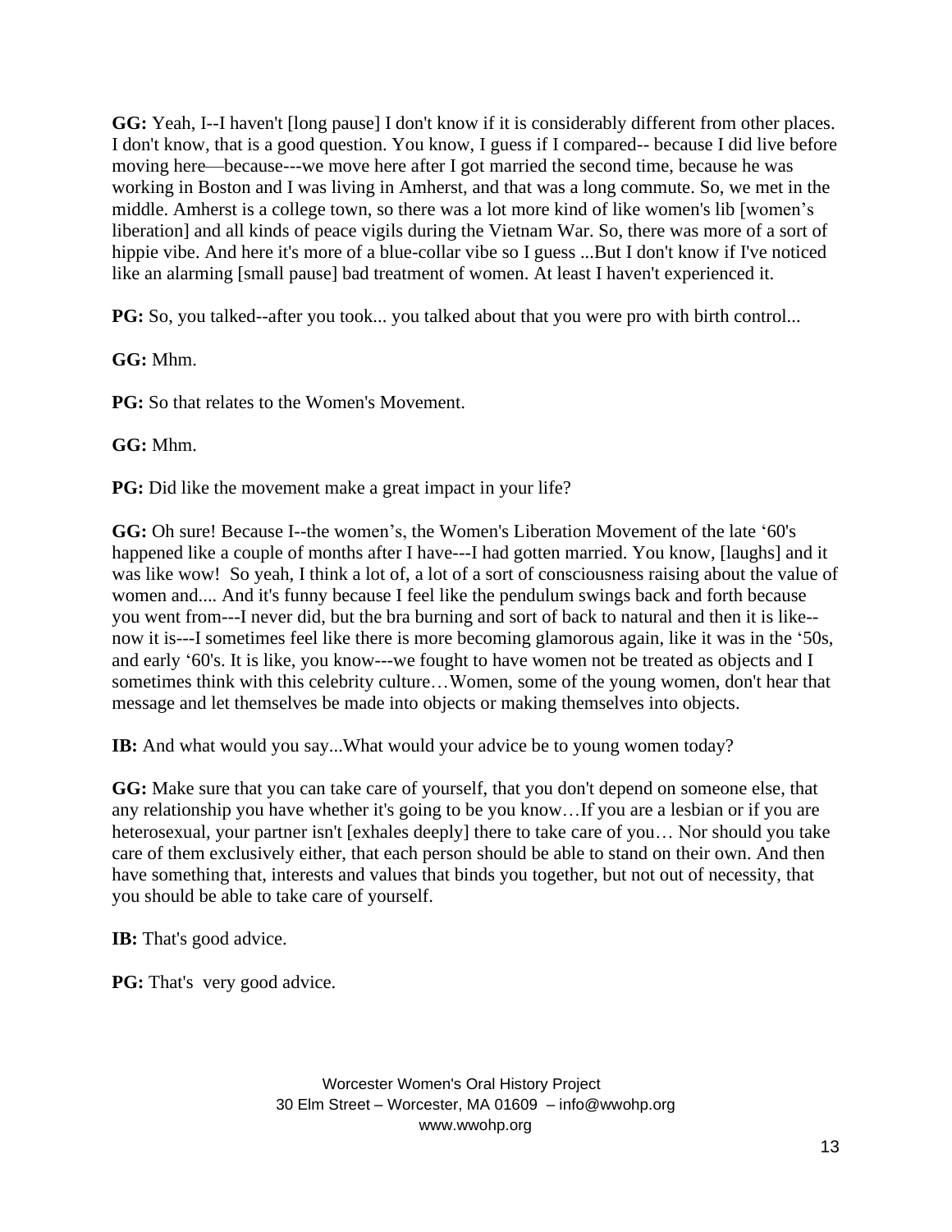**GG:** Yeah, I--I haven't [long pause] I don't know if it is considerably different from other places. I don't know, that is a good question. You know, I guess if I compared-- because I did live before moving here—because---we move here after I got married the second time, because he was working in Boston and I was living in Amherst, and that was a long commute. So, we met in the middle. Amherst is a college town, so there was a lot more kind of like women's lib [women's liberation] and all kinds of peace vigils during the Vietnam War. So, there was more of a sort of hippie vibe. And here it's more of a blue-collar vibe so I guess ...But I don't know if I've noticed like an alarming [small pause] bad treatment of women. At least I haven't experienced it.

**PG:** So, you talked--after you took... you talked about that you were pro with birth control...

**GG:** Mhm.

**PG:** So that relates to the Women's Movement.

**GG:** Mhm.

**PG:** Did like the movement make a great impact in your life?

**GG:** Oh sure! Because I--the women's, the Women's Liberation Movement of the late '60's happened like a couple of months after I have---I had gotten married. You know, [laughs] and it was like wow! So yeah, I think a lot of, a lot of a sort of consciousness raising about the value of women and.... And it's funny because I feel like the pendulum swings back and forth because you went from---I never did, but the bra burning and sort of back to natural and then it is like--now it is---I sometimes feel like there is more becoming glamorous again, like it was in the '50s, and early '60's. It is like, you know---we fought to have women not be treated as objects and I sometimes think with this celebrity culture…Women, some of the young women, don't hear that message and let themselves be made into objects or making themselves into objects.

**IB:** And what would you say...What would your advice be to young women today?

**GG:** Make sure that you can take care of yourself, that you don't depend on someone else, that any relationship you have whether it's going to be you know…If you are a lesbian or if you are heterosexual, your partner isn't [exhales deeply] there to take care of you… Nor should you take care of them exclusively either, that each person should be able to stand on their own. And then have something that, interests and values that binds you together, but not out of necessity, that you should be able to take care of yourself.

**IB:** That's good advice.

**PG:** That's very good advice.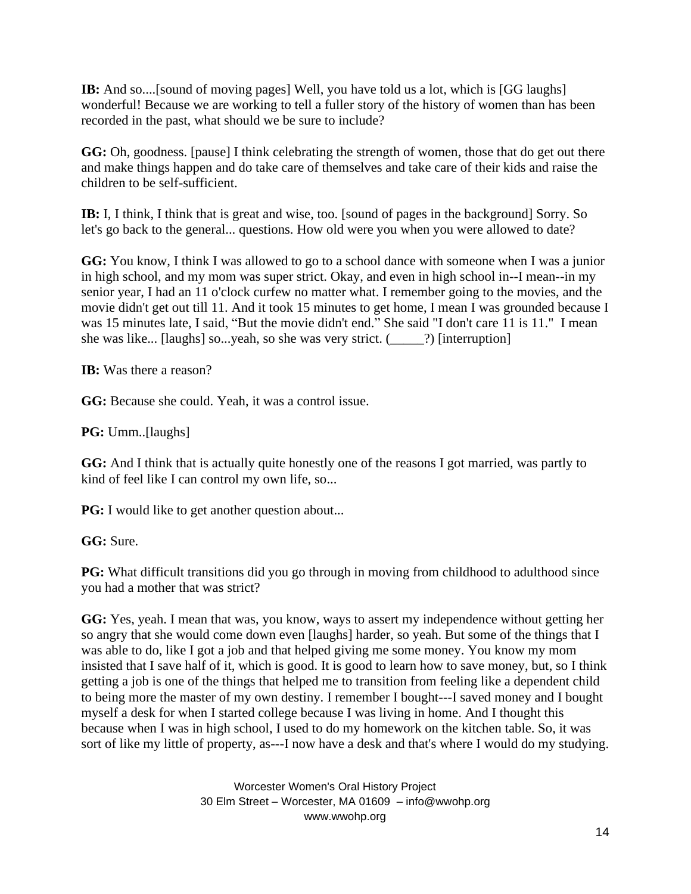**IB:** And so....[sound of moving pages] Well, you have told us a lot, which is [GG laughs] wonderful! Because we are working to tell a fuller story of the history of women than has been recorded in the past, what should we be sure to include?

**GG:** Oh, goodness. [pause] I think celebrating the strength of women, those that do get out there and make things happen and do take care of themselves and take care of their kids and raise the children to be self-sufficient.

**IB:** I, I think, I think that is great and wise, too. [sound of pages in the background] Sorry. So let's go back to the general... questions. How old were you when you were allowed to date?

**GG:** You know, I think I was allowed to go to a school dance with someone when I was a junior in high school, and my mom was super strict. Okay, and even in high school in--I mean--in my senior year, I had an 11 o'clock curfew no matter what. I remember going to the movies, and the movie didn't get out till 11. And it took 15 minutes to get home, I mean I was grounded because I was 15 minutes late, I said, "But the movie didn't end." She said "I don't care 11 is 11." I mean she was like... [laughs] so...yeah, so she was very strict. (_____?) [interruption]

**IB:** Was there a reason?

**GG:** Because she could. Yeah, it was a control issue.

**PG:** Umm..[laughs]

**GG:** And I think that is actually quite honestly one of the reasons I got married, was partly to kind of feel like I can control my own life, so...

**PG:** I would like to get another question about...

**GG:** Sure.

**PG:** What difficult transitions did you go through in moving from childhood to adulthood since you had a mother that was strict?

**GG:** Yes, yeah. I mean that was, you know, ways to assert my independence without getting her so angry that she would come down even [laughs] harder, so yeah. But some of the things that I was able to do, like I got a job and that helped giving me some money. You know my mom insisted that I save half of it, which is good. It is good to learn how to save money, but, so I think getting a job is one of the things that helped me to transition from feeling like a dependent child to being more the master of my own destiny. I remember I bought---I saved money and I bought myself a desk for when I started college because I was living in home. And I thought this because when I was in high school, I used to do my homework on the kitchen table. So, it was sort of like my little of property, as---I now have a desk and that's where I would do my studying.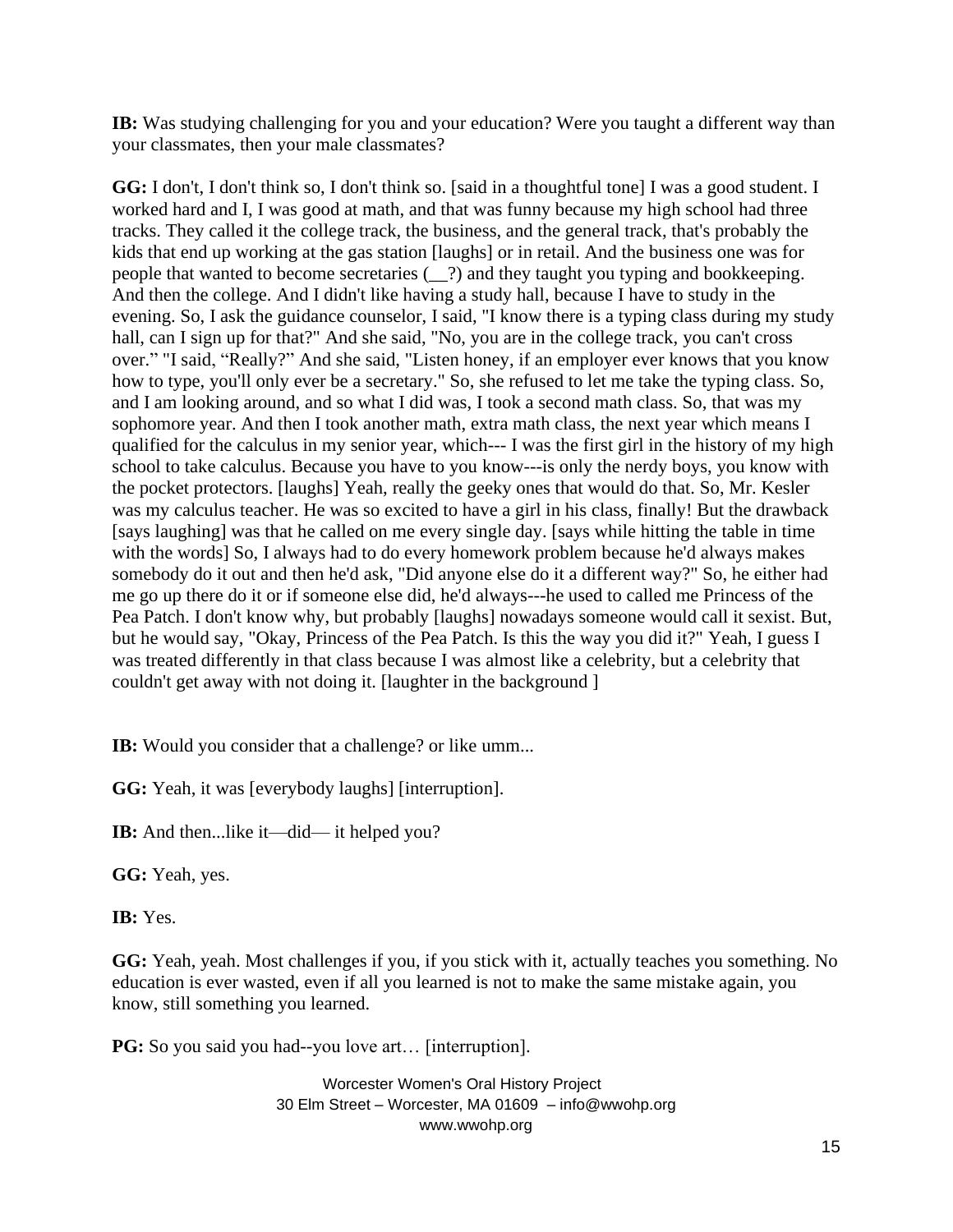**IB:** Was studying challenging for you and your education? Were you taught a different way than your classmates, then your male classmates?

**GG:** I don't, I don't think so, I don't think so. [said in a thoughtful tone] I was a good student. I worked hard and I, I was good at math, and that was funny because my high school had three tracks. They called it the college track, the business, and the general track, that's probably the kids that end up working at the gas station [laughs] or in retail. And the business one was for people that wanted to become secretaries (__?) and they taught you typing and bookkeeping. And then the college. And I didn't like having a study hall, because I have to study in the evening. So, I ask the guidance counselor, I said, "I know there is a typing class during my study hall, can I sign up for that?" And she said, "No, you are in the college track, you can't cross over." "I said, "Really?" And she said, "Listen honey, if an employer ever knows that you know how to type, you'll only ever be a secretary." So, she refused to let me take the typing class. So, and I am looking around, and so what I did was, I took a second math class. So, that was my sophomore year. And then I took another math, extra math class, the next year which means I qualified for the calculus in my senior year, which--- I was the first girl in the history of my high school to take calculus. Because you have to you know---is only the nerdy boys, you know with the pocket protectors. [laughs] Yeah, really the geeky ones that would do that. So, Mr. Kesler was my calculus teacher. He was so excited to have a girl in his class, finally! But the drawback [says laughing] was that he called on me every single day. [says while hitting the table in time with the words] So, I always had to do every homework problem because he'd always makes somebody do it out and then he'd ask, "Did anyone else do it a different way?" So, he either had me go up there do it or if someone else did, he'd always---he used to called me Princess of the Pea Patch. I don't know why, but probably [laughs] nowadays someone would call it sexist. But, but he would say, "Okay, Princess of the Pea Patch. Is this the way you did it?" Yeah, I guess I was treated differently in that class because I was almost like a celebrity, but a celebrity that couldn't get away with not doing it. [laughter in the background ]

**IB:** Would you consider that a challenge? or like umm...

**GG:** Yeah, it was [everybody laughs] [interruption].

**IB:** And then...like it—did— it helped you?

**GG:** Yeah, yes.

**IB:** Yes.

**GG:** Yeah, yeah. Most challenges if you, if you stick with it, actually teaches you something. No education is ever wasted, even if all you learned is not to make the same mistake again, you know, still something you learned.

**PG:** So you said you had--you love art… [interruption].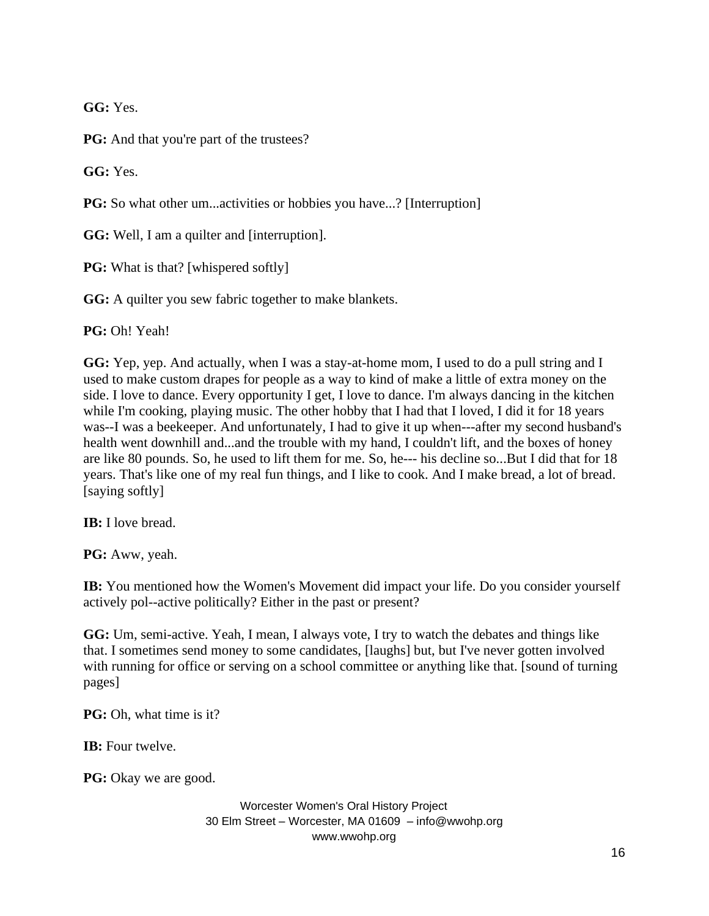**GG:** Yes.

**PG:** And that you're part of the trustees?

**GG:** Yes.

**PG:** So what other um...activities or hobbies you have...? [Interruption]

**GG:** Well, I am a quilter and [interruption].

**PG:** What is that? [whispered softly]

**GG:** A quilter you sew fabric together to make blankets.

**PG:** Oh! Yeah!

**GG:** Yep, yep. And actually, when I was a stay-at-home mom, I used to do a pull string and I used to make custom drapes for people as a way to kind of make a little of extra money on the side. I love to dance. Every opportunity I get, I love to dance. I'm always dancing in the kitchen while I'm cooking, playing music. The other hobby that I had that I loved, I did it for 18 years was--I was a beekeeper. And unfortunately, I had to give it up when---after my second husband's health went downhill and...and the trouble with my hand, I couldn't lift, and the boxes of honey are like 80 pounds. So, he used to lift them for me. So, he--- his decline so...But I did that for 18 years. That's like one of my real fun things, and I like to cook. And I make bread, a lot of bread. [saying softly]

**IB:** I love bread.

**PG:** Aww, yeah.

**IB:** You mentioned how the Women's Movement did impact your life. Do you consider yourself actively pol--active politically? Either in the past or present?

**GG:** Um, semi-active. Yeah, I mean, I always vote, I try to watch the debates and things like that. I sometimes send money to some candidates, [laughs] but, but I've never gotten involved with running for office or serving on a school committee or anything like that. [sound of turning pages]

**PG:** Oh, what time is it?

**IB:** Four twelve.

**PG:** Okay we are good.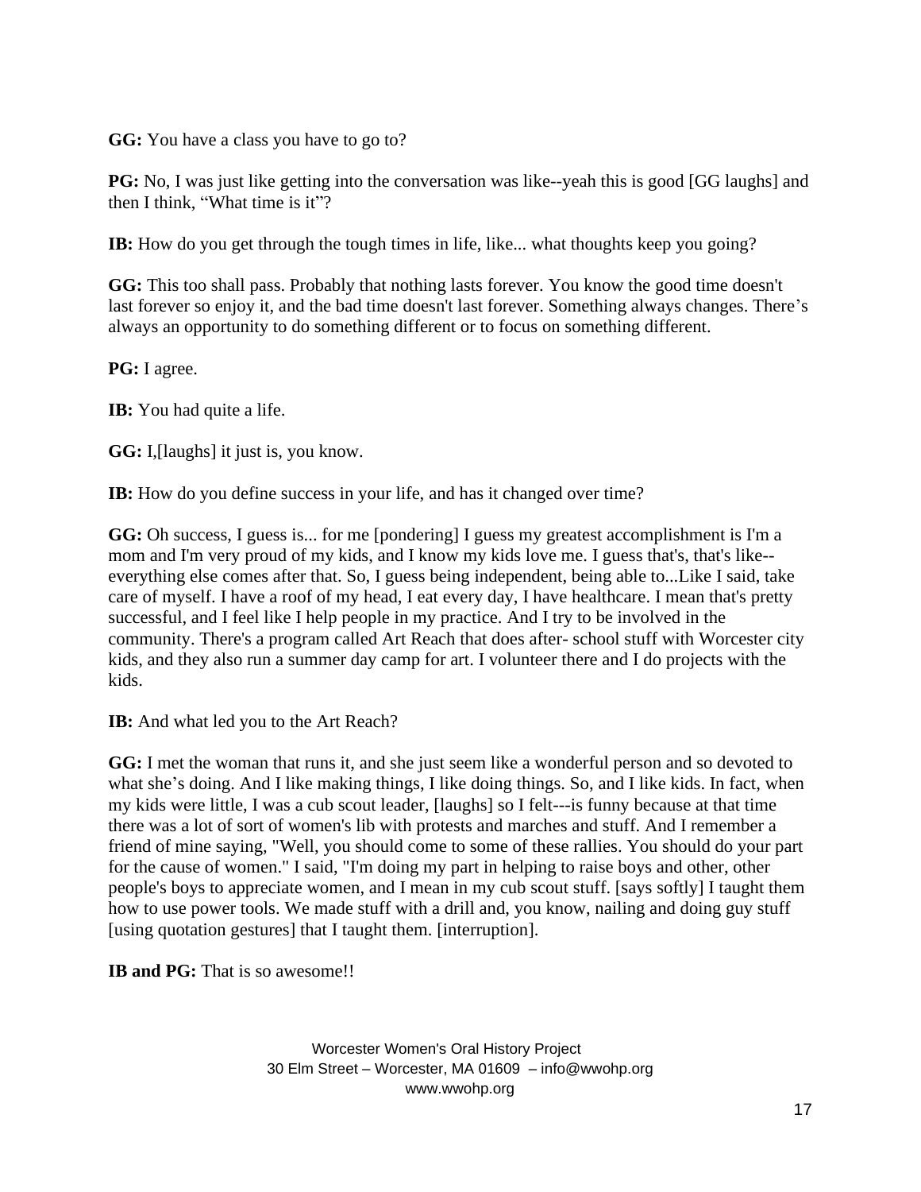**GG:** You have a class you have to go to?

**PG:** No, I was just like getting into the conversation was like--yeah this is good [GG laughs] and then I think, "What time is it"?

**IB:** How do you get through the tough times in life, like... what thoughts keep you going?

**GG:** This too shall pass. Probably that nothing lasts forever. You know the good time doesn't last forever so enjoy it, and the bad time doesn't last forever. Something always changes. There's always an opportunity to do something different or to focus on something different.

**PG:** I agree.

**IB:** You had quite a life.

**GG:** I,[laughs] it just is, you know.

**IB:** How do you define success in your life, and has it changed over time?

**GG:** Oh success, I guess is... for me [pondering] I guess my greatest accomplishment is I'm a mom and I'm very proud of my kids, and I know my kids love me. I guess that's, that's like--everything else comes after that. So, I guess being independent, being able to...Like I said, take care of myself. I have a roof of my head, I eat every day, I have healthcare. I mean that's pretty successful, and I feel like I help people in my practice. And I try to be involved in the community. There's a program called Art Reach that does after- school stuff with Worcester city kids, and they also run a summer day camp for art. I volunteer there and I do projects with the kids.

**IB:** And what led you to the Art Reach?

**GG:** I met the woman that runs it, and she just seem like a wonderful person and so devoted to what she's doing. And I like making things, I like doing things. So, and I like kids. In fact, when my kids were little, I was a cub scout leader, [laughs] so I felt---is funny because at that time there was a lot of sort of women's lib with protests and marches and stuff. And I remember a friend of mine saying, "Well, you should come to some of these rallies. You should do your part for the cause of women." I said, "I'm doing my part in helping to raise boys and other, other people's boys to appreciate women, and I mean in my cub scout stuff. [says softly] I taught them how to use power tools. We made stuff with a drill and, you know, nailing and doing guy stuff [using quotation gestures] that I taught them. [interruption].

**IB and PG:** That is so awesome!!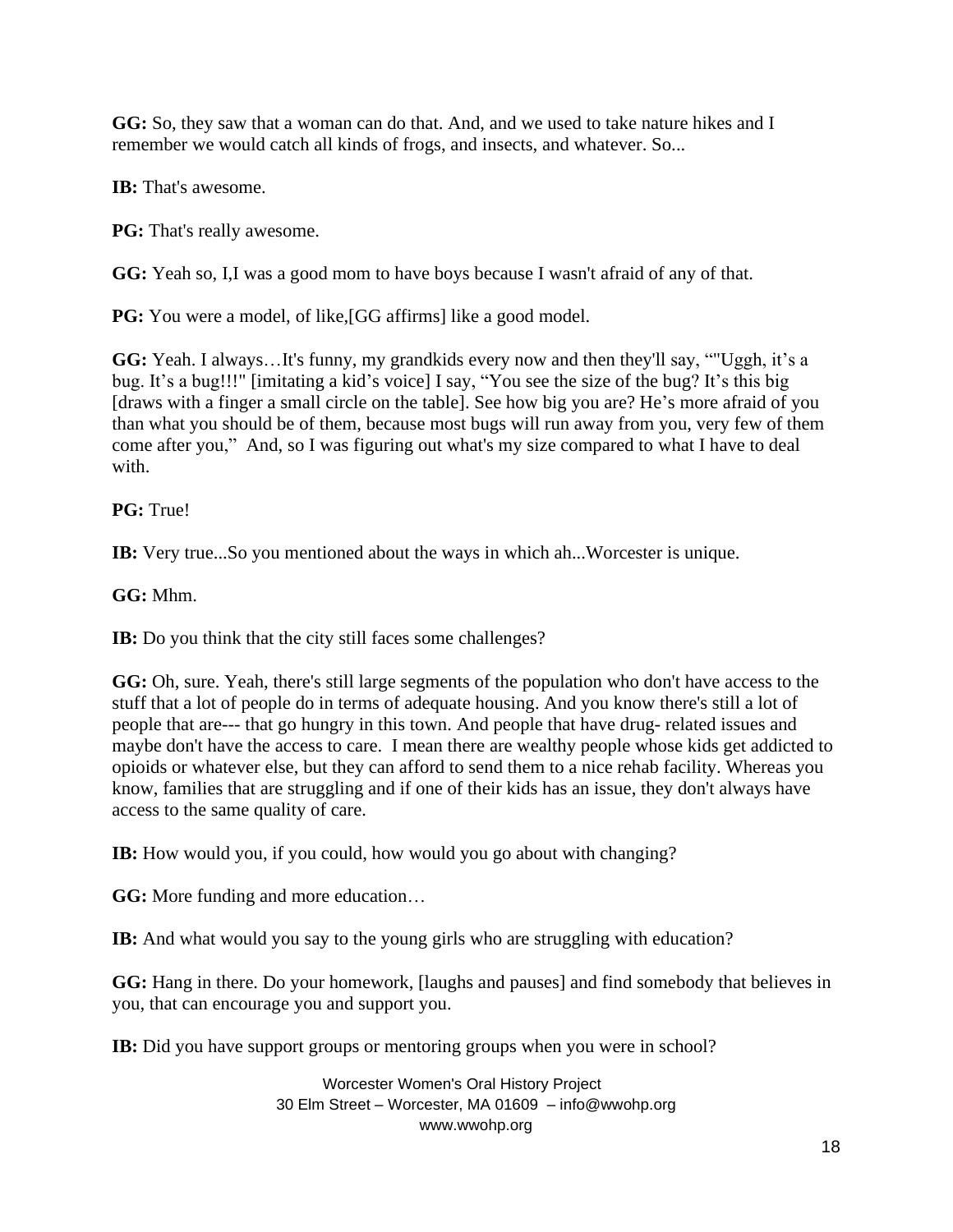**GG:** So, they saw that a woman can do that. And, and we used to take nature hikes and I remember we would catch all kinds of frogs, and insects, and whatever. So...

**IB:** That's awesome.

**PG:** That's really awesome.

**GG:** Yeah so, I,I was a good mom to have boys because I wasn't afraid of any of that.

**PG:** You were a model, of like,[GG affirms] like a good model.

**GG:** Yeah. I always…It's funny, my grandkids every now and then they'll say, ""Uggh, it's a bug. It's a bug!!!" [imitating a kid's voice] I say, "You see the size of the bug? It's this big [draws with a finger a small circle on the table]. See how big you are? He's more afraid of you than what you should be of them, because most bugs will run away from you, very few of them come after you," And, so I was figuring out what's my size compared to what I have to deal with.

**PG:** True!

**IB:** Very true...So you mentioned about the ways in which ah...Worcester is unique.

**GG:** Mhm.

**IB:** Do you think that the city still faces some challenges?

**GG:** Oh, sure. Yeah, there's still large segments of the population who don't have access to the stuff that a lot of people do in terms of adequate housing. And you know there's still a lot of people that are--- that go hungry in this town. And people that have drug- related issues and maybe don't have the access to care. I mean there are wealthy people whose kids get addicted to opioids or whatever else, but they can afford to send them to a nice rehab facility. Whereas you know, families that are struggling and if one of their kids has an issue, they don't always have access to the same quality of care.

**IB:** How would you, if you could, how would you go about with changing?

**GG:** More funding and more education…

**IB:** And what would you say to the young girls who are struggling with education?

**GG:** Hang in there. Do your homework, [laughs and pauses] and find somebody that believes in you, that can encourage you and support you.

**IB:** Did you have support groups or mentoring groups when you were in school?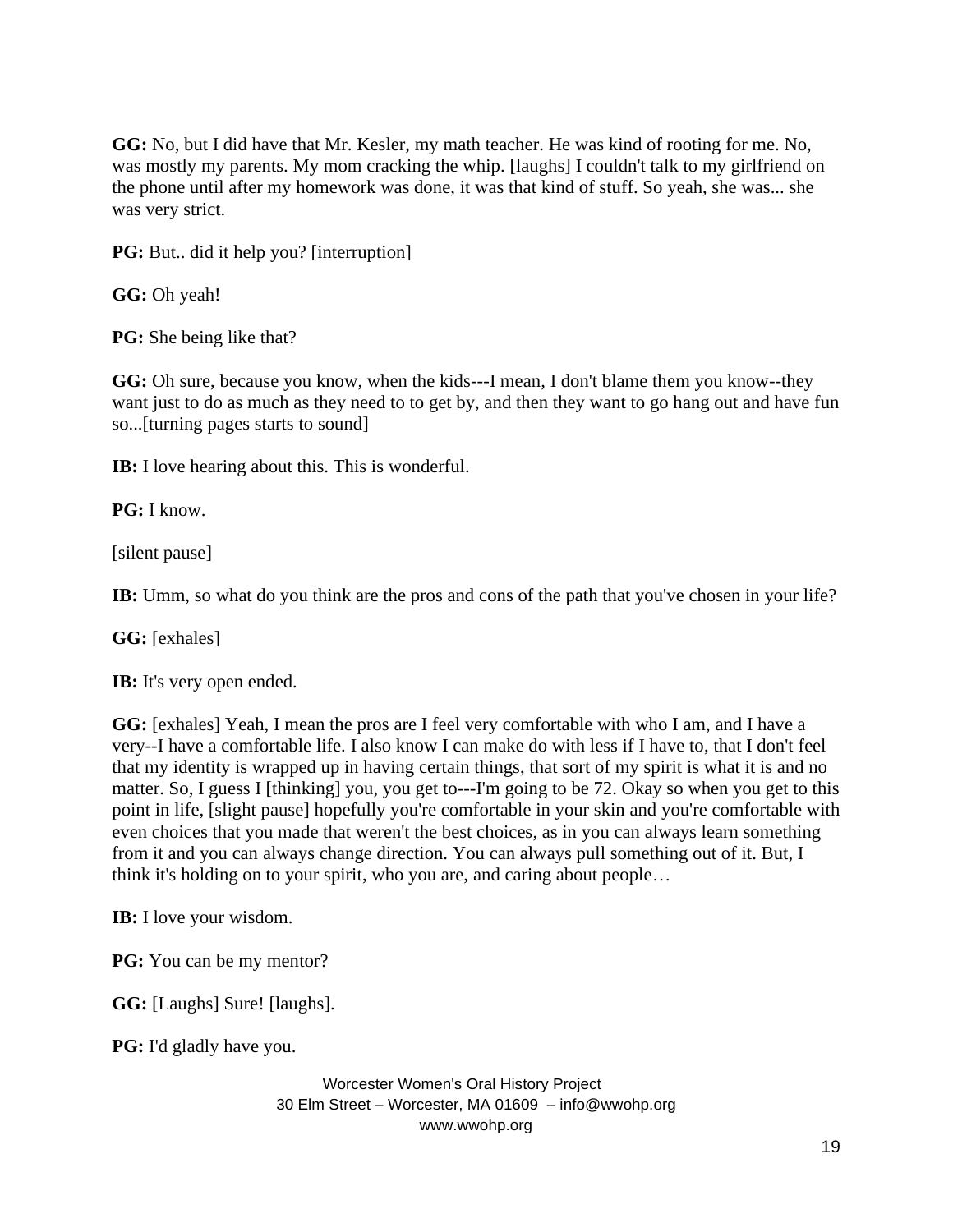**GG:** No, but I did have that Mr. Kesler, my math teacher. He was kind of rooting for me. No, was mostly my parents. My mom cracking the whip. [laughs] I couldn't talk to my girlfriend on the phone until after my homework was done, it was that kind of stuff. So yeah, she was... she was very strict.

**PG:** But.. did it help you? [interruption]

**GG:** Oh yeah!

**PG:** She being like that?

**GG:** Oh sure, because you know, when the kids---I mean, I don't blame them you know--they want just to do as much as they need to to get by, and then they want to go hang out and have fun so...[turning pages starts to sound]

**IB:** I love hearing about this. This is wonderful.

**PG:** I know.

[silent pause]

**IB:** Umm, so what do you think are the pros and cons of the path that you've chosen in your life?

**GG:** [exhales]

**IB:** It's very open ended.

**GG:** [exhales] Yeah, I mean the pros are I feel very comfortable with who I am, and I have a very--I have a comfortable life. I also know I can make do with less if I have to, that I don't feel that my identity is wrapped up in having certain things, that sort of my spirit is what it is and no matter. So, I guess I [thinking] you, you get to---I'm going to be 72. Okay so when you get to this point in life, [slight pause] hopefully you're comfortable in your skin and you're comfortable with even choices that you made that weren't the best choices, as in you can always learn something from it and you can always change direction. You can always pull something out of it. But, I think it's holding on to your spirit, who you are, and caring about people…

**IB:** I love your wisdom.

**PG:** You can be my mentor?

**GG:** [Laughs] Sure! [laughs].

**PG:** I'd gladly have you.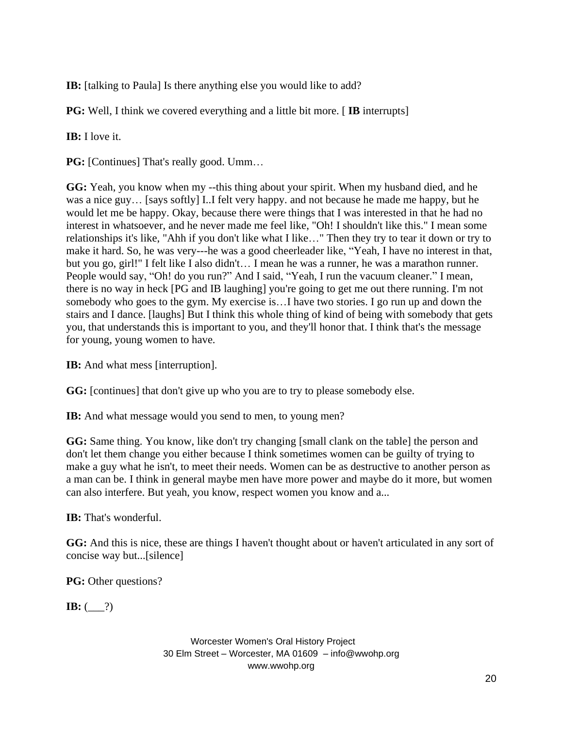**IB:** [talking to Paula] Is there anything else you would like to add?

**PG:** Well, I think we covered everything and a little bit more. [ **IB** interrupts]

**IB:** I love it.

**PG:** [Continues] That's really good. Umm…

**GG:** Yeah, you know when my --this thing about your spirit. When my husband died, and he was a nice guy… [says softly] I..I felt very happy. and not because he made me happy, but he would let me be happy. Okay, because there were things that I was interested in that he had no interest in whatsoever, and he never made me feel like, "Oh! I shouldn't like this." I mean some relationships it's like, "Ahh if you don't like what I like…" Then they try to tear it down or try to make it hard. So, he was very---he was a good cheerleader like, "Yeah, I have no interest in that, but you go, girl!" I felt like I also didn't… I mean he was a runner, he was a marathon runner. People would say, "Oh! do you run?" And I said, "Yeah, I run the vacuum cleaner." I mean, there is no way in heck [PG and IB laughing] you're going to get me out there running. I'm not somebody who goes to the gym. My exercise is…I have two stories. I go run up and down the stairs and I dance. [laughs] But I think this whole thing of kind of being with somebody that gets you, that understands this is important to you, and they'll honor that. I think that's the message for young, young women to have.

**IB:** And what mess [interruption].

**GG:** [continues] that don't give up who you are to try to please somebody else.

**IB:** And what message would you send to men, to young men?

**GG:** Same thing. You know, like don't try changing [small clank on the table] the person and don't let them change you either because I think sometimes women can be guilty of trying to make a guy what he isn't, to meet their needs. Women can be as destructive to another person as a man can be. I think in general maybe men have more power and maybe do it more, but women can also interfere. But yeah, you know, respect women you know and a...

**IB:** That's wonderful.

**GG:** And this is nice, these are things I haven't thought about or haven't articulated in any sort of concise way but...[silence]

**PG:** Other questions?

**IB:** (___?)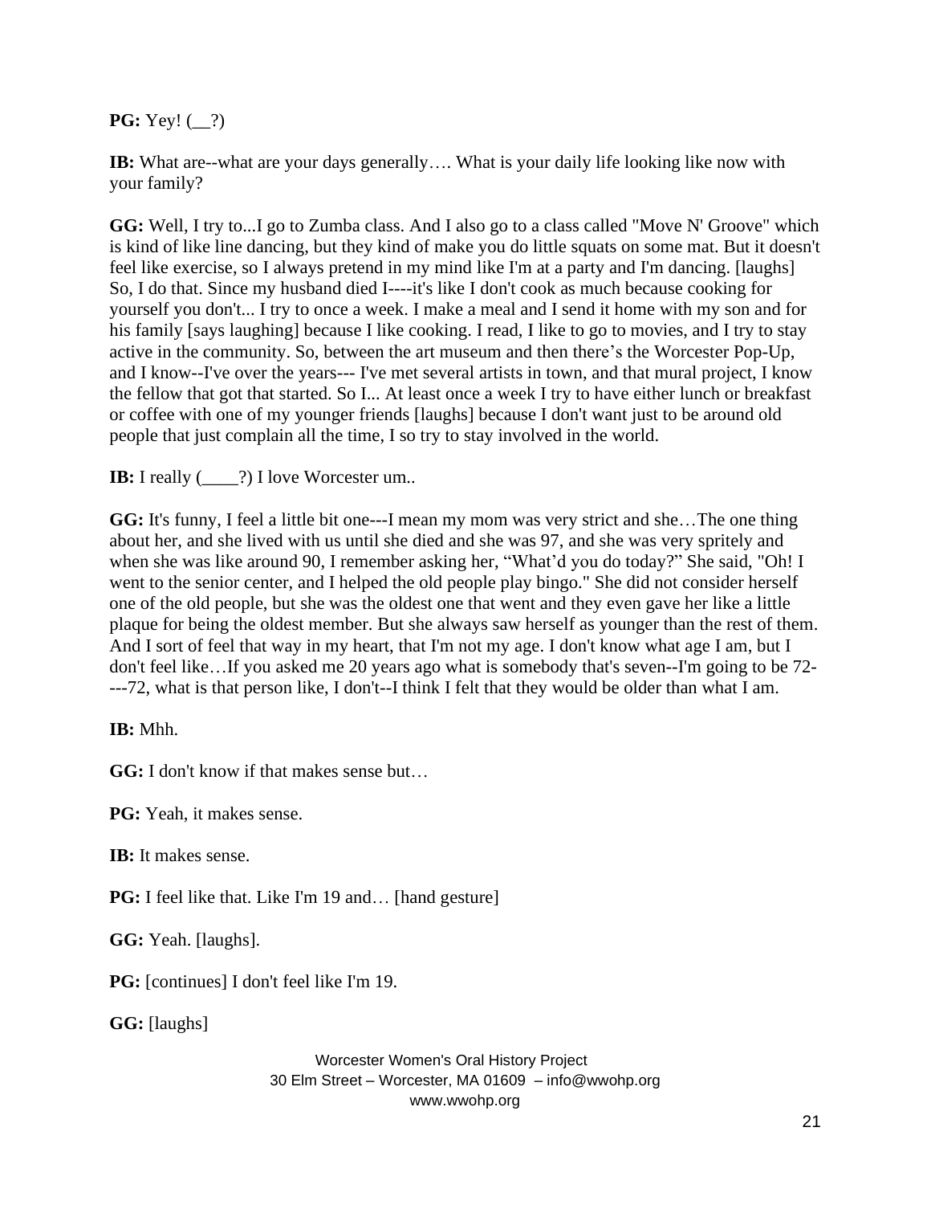**PG:** Yey! (__?)

**IB:** What are--what are your days generally…. What is your daily life looking like now with your family?

**GG:** Well, I try to...I go to Zumba class. And I also go to a class called "Move N' Groove" which is kind of like line dancing, but they kind of make you do little squats on some mat. But it doesn't feel like exercise, so I always pretend in my mind like I'm at a party and I'm dancing. [laughs] So, I do that. Since my husband died I----it's like I don't cook as much because cooking for yourself you don't... I try to once a week. I make a meal and I send it home with my son and for his family [says laughing] because I like cooking. I read, I like to go to movies, and I try to stay active in the community. So, between the art museum and then there's the Worcester Pop-Up, and I know--I've over the years--- I've met several artists in town, and that mural project, I know the fellow that got that started. So I... At least once a week I try to have either lunch or breakfast or coffee with one of my younger friends [laughs] because I don't want just to be around old people that just complain all the time, I so try to stay involved in the world.

**IB:** I really (____?) I love Worcester um..

**GG:** It's funny, I feel a little bit one---I mean my mom was very strict and she…The one thing about her, and she lived with us until she died and she was 97, and she was very spritely and when she was like around 90, I remember asking her, "What'd you do today?" She said, "Oh! I went to the senior center, and I helped the old people play bingo." She did not consider herself one of the old people, but she was the oldest one that went and they even gave her like a little plaque for being the oldest member. But she always saw herself as younger than the rest of them. And I sort of feel that way in my heart, that I'm not my age. I don't know what age I am, but I don't feel like…If you asked me 20 years ago what is somebody that's seven--I'm going to be 72----72, what is that person like, I don't--I think I felt that they would be older than what I am.

**IB:** Mhh.

**GG:** I don't know if that makes sense but…

**PG:** Yeah, it makes sense.

**IB:** It makes sense.

**PG:** I feel like that. Like I'm 19 and… [hand gesture]

**GG:** Yeah. [laughs].

**PG:** [continues] I don't feel like I'm 19.

**GG:** [laughs]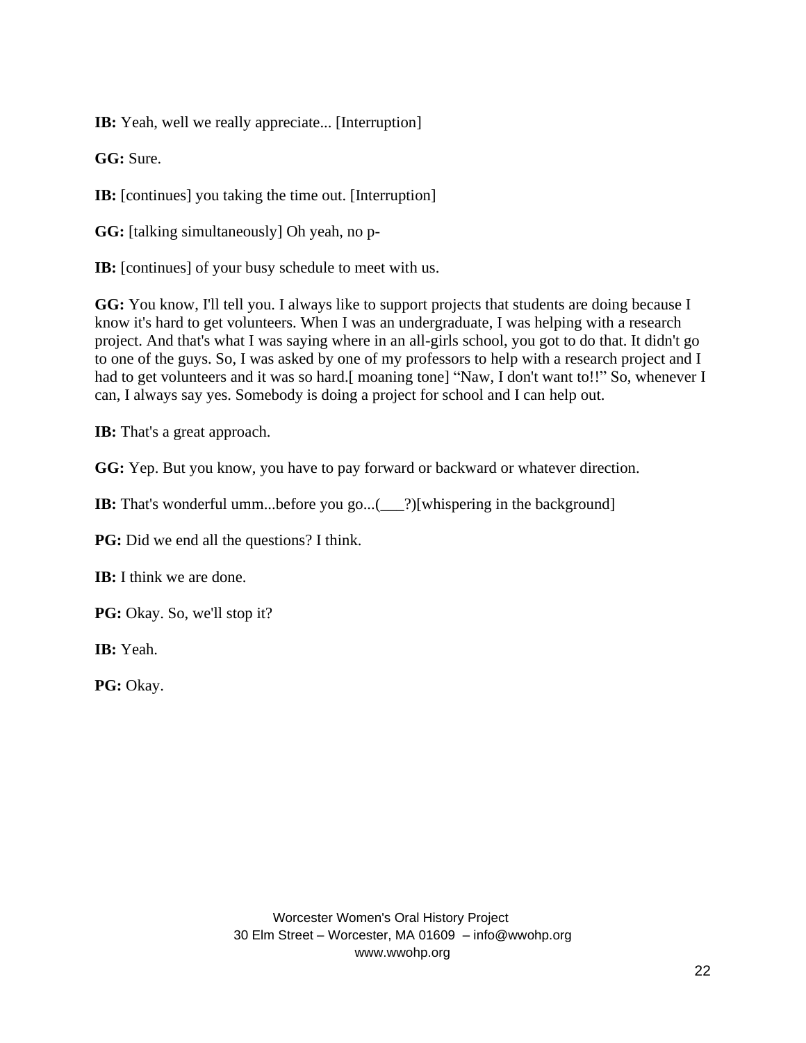**IB:** Yeah, well we really appreciate... [Interruption]

**GG:** Sure.

**IB:** [continues] you taking the time out. [Interruption]

**GG:** [talking simultaneously] Oh yeah, no p-

**IB:** [continues] of your busy schedule to meet with us.

**GG:** You know, I'll tell you. I always like to support projects that students are doing because I know it's hard to get volunteers. When I was an undergraduate, I was helping with a research project. And that's what I was saying where in an all-girls school, you got to do that. It didn't go to one of the guys. So, I was asked by one of my professors to help with a research project and I had to get volunteers and it was so hard.[ moaning tone] "Naw, I don't want to!!" So, whenever I can, I always say yes. Somebody is doing a project for school and I can help out.

**IB:** That's a great approach.

**GG:** Yep. But you know, you have to pay forward or backward or whatever direction.

**IB:** That's wonderful umm...before you go...(___?)[whispering in the background]

**PG:** Did we end all the questions? I think.

**IB:** I think we are done.

**PG:** Okay. So, we'll stop it?

**IB:** Yeah.

**PG:** Okay.

Worcester Women's Oral History Project
30 Elm Street – Worcester, MA 01609 – info@wwohp.org
www.wwohp.org